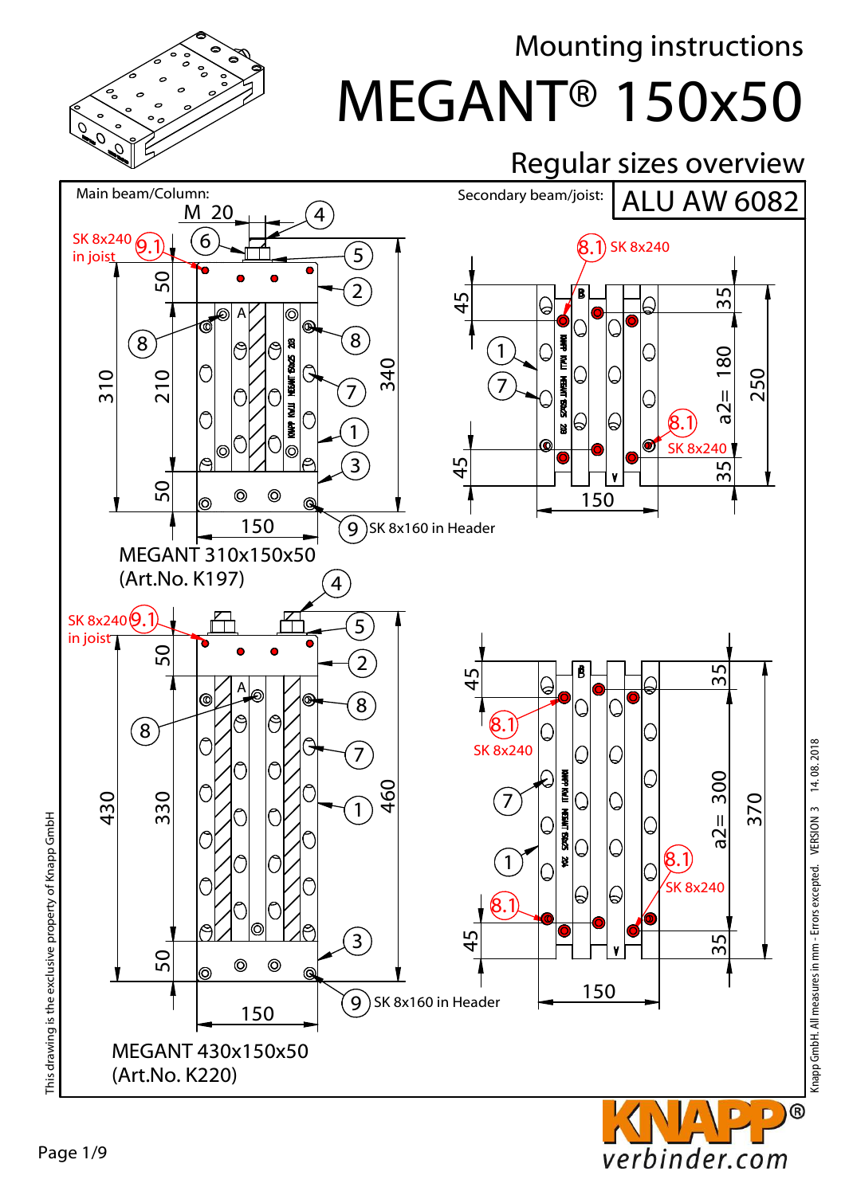# Mounting instructions

# MEGANT® 150x50

## Regular sizes overview

Main beam/Column:

Secondary beam/joist: **ALU AW 6082**

M 20

SK 8x240 (9.1) in joist

SK 8x240 (8.1)

SK 8x160 in Header (9)

50 · 210 · 50 · 310 · 340 · 150

45 · 45 · 35 · a2= 180 · 35 · 250 · 150

MEGANT 310x150x50
(Art.No. K197)

SK 8x240 (9.1) in joist

SK 8x240 (8.1)

SK 8x160 in Header (9)

50 · 330 · 50 · 430 · 460 · 150

45 · 45 · 35 · a2= 300 · 35 · 370 · 150

MEGANT 430x150x50
(Art.No. K220)

This drawing is the exclusive property of Knapp GmbH

Knapp GmbH. All measures in mm - Errors excepted. VERSION 3 14. 08. 2018

KNAPP®
verbinder.com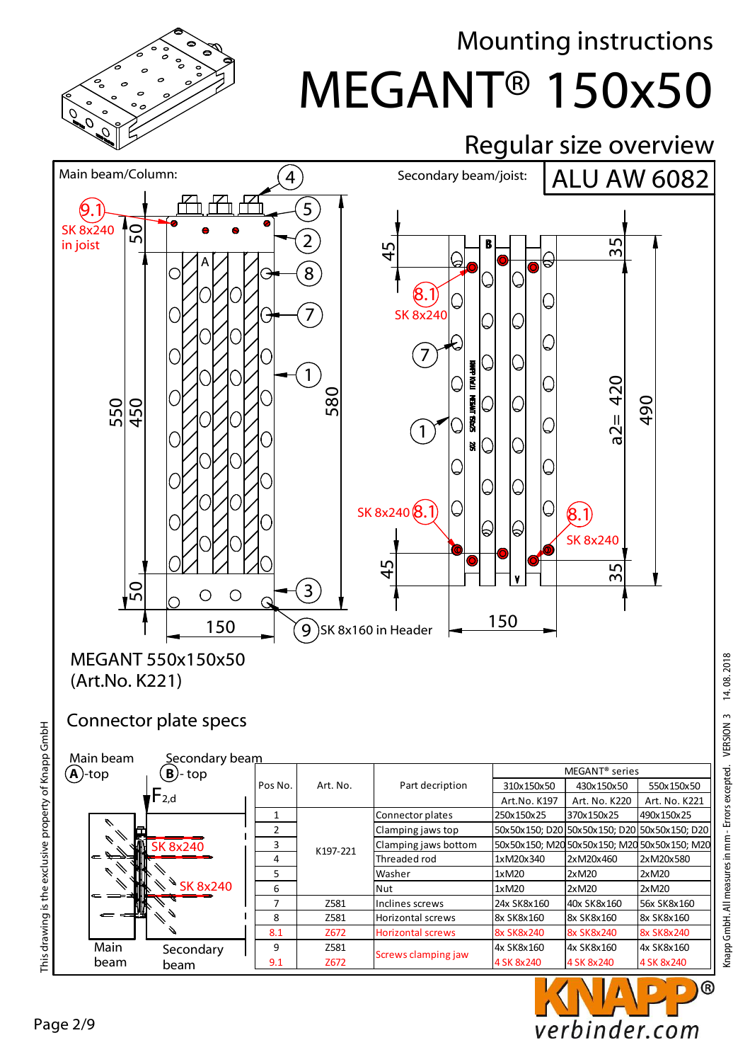# Mounting instructions

# MEGANT® 150x50

## Regular size overview

Main beam/Column:

Secondary beam/joist: **ALU AW 6082**

9.1 SK 8x240 in joist

8.1 SK 8x240

9 SK 8x160 in Header

MEGANT 550x150x50
(Art.No. K221)

## Connector plate specs

Main beam (A)-top — Secondary beam (B)-top

$F_{2,d}$

SK 8x240

SK 8x240

Main beam — Secondary beam

| Pos No. | Art. No. | Part decription | MEGANT® series | | |
|---|---|---|---|---|---|
| | | | 310x150x50 | 430x150x50 | 550x150x50 |
| | | | Art.No. K197 | Art. No. K220 | Art. No. K221 |
| 1 | K197-221 | Connector plates | 250x150x25 | 370x150x25 | 490x150x25 |
| 2 | | Clamping jaws top | 50x50x150; D20 | 50x50x150; D20 | 50x50x150; D20 |
| 3 | | Clamping jaws bottom | 50x50x150; M20 | 50x50x150; M20 | 50x50x150; M20 |
| 4 | | Threaded rod | 1xM20x340 | 2xM20x460 | 2xM20x580 |
| 5 | | Washer | 1xM20 | 2xM20 | 2xM20 |
| 6 | | Nut | 1xM20 | 2xM20 | 2xM20 |
| 7 | Z581 | Inclines screws | 24x SK8x160 | 40x SK8x160 | 56x SK8x160 |
| 8 | Z581 | Horizontal screws | 8x SK8x160 | 8x SK8x160 | 8x SK8x160 |
| 8.1 | Z672 | Horizontal screws | 8x SK8x240 | 8x SK8x240 | 8x SK8x240 |
| 9 | Z581 | Screws clamping jaw | 4x SK8x160 | 4x SK8x160 | 4x SK8x160 |
| 9.1 | Z672 | | 4 SK 8x240 | 4 SK 8x240 | 4 SK 8x240 |

This drawing is the exclusive property of Knapp GmbH

Knapp GmbH. All measures in mm - Errors excepted. VERSION 3 14. 08. 2018

KNAPP® verbinder.com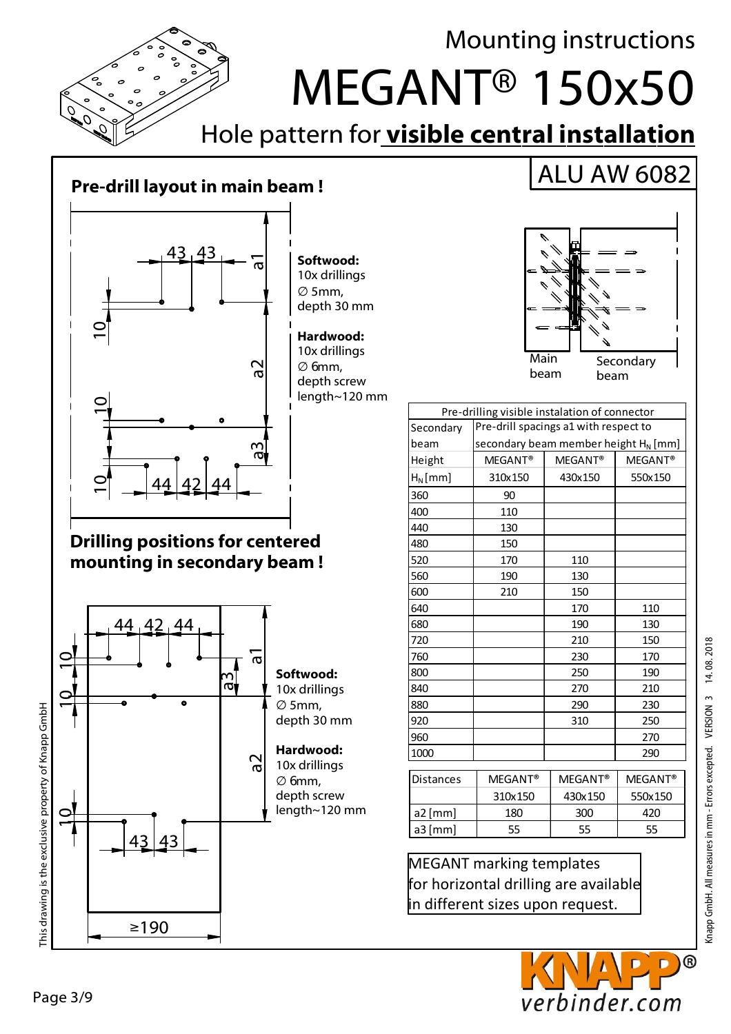# Mounting instructions

# MEGANT® 150x50

## Hole pattern for **visible central installation**

ALU AW 6082

**Pre-drill layout in main beam !**

43 43 a1 10 a2 10 a3 10 44 42 44

**Softwood:**
10x drillings
∅ 5mm,
depth 30 mm

**Hardwood:**
10x drillings
∅ 6mm,
depth screw length~120 mm

Main beam Secondary beam

| Pre-drilling visible instalation of connector | | | |
|---|---|---|---|
| Secondary beam Height $H_N$ [mm] | Pre-drill spacings a1 with respect to secondary beam member height $H_N$ [mm] | | |
| | MEGANT® 310x150 | MEGANT® 430x150 | MEGANT® 550x150 |
| 360 | 90 | | |
| 400 | 110 | | |
| 440 | 130 | | |
| 480 | 150 | | |
| 520 | 170 | 110 | |
| 560 | 190 | 130 | |
| 600 | 210 | 150 | |
| 640 | | 170 | 110 |
| 680 | | 190 | 130 |
| 720 | | 210 | 150 |
| 760 | | 230 | 170 |
| 800 | | 250 | 190 |
| 840 | | 270 | 210 |
| 880 | | 290 | 230 |
| 920 | | 310 | 250 |
| 960 | | | 270 |
| 1000 | | | 290 |

| Distances | MEGANT® 310x150 | MEGANT® 430x150 | MEGANT® 550x150 |
|---|---|---|---|
| a2 [mm] | 180 | 300 | 420 |
| a3 [mm] | 55 | 55 | 55 |

**Drilling positions for centered mounting in secondary beam !**

44 42 44 10 10 a3 a1 a2 10 43 43 ≥190

**Softwood:**
10x drillings
∅ 5mm,
depth 30 mm

**Hardwood:**
10x drillings
∅ 6mm,
depth screw length~120 mm

MEGANT marking templates for horizontal drilling are available in different sizes upon request.

This drawing is the exclusive property of Knapp GmbH

Knapp GmbH. All measures in mm - Errors excepted. VERSION 3 14. 08. 2018

KNAPP® verbinder.com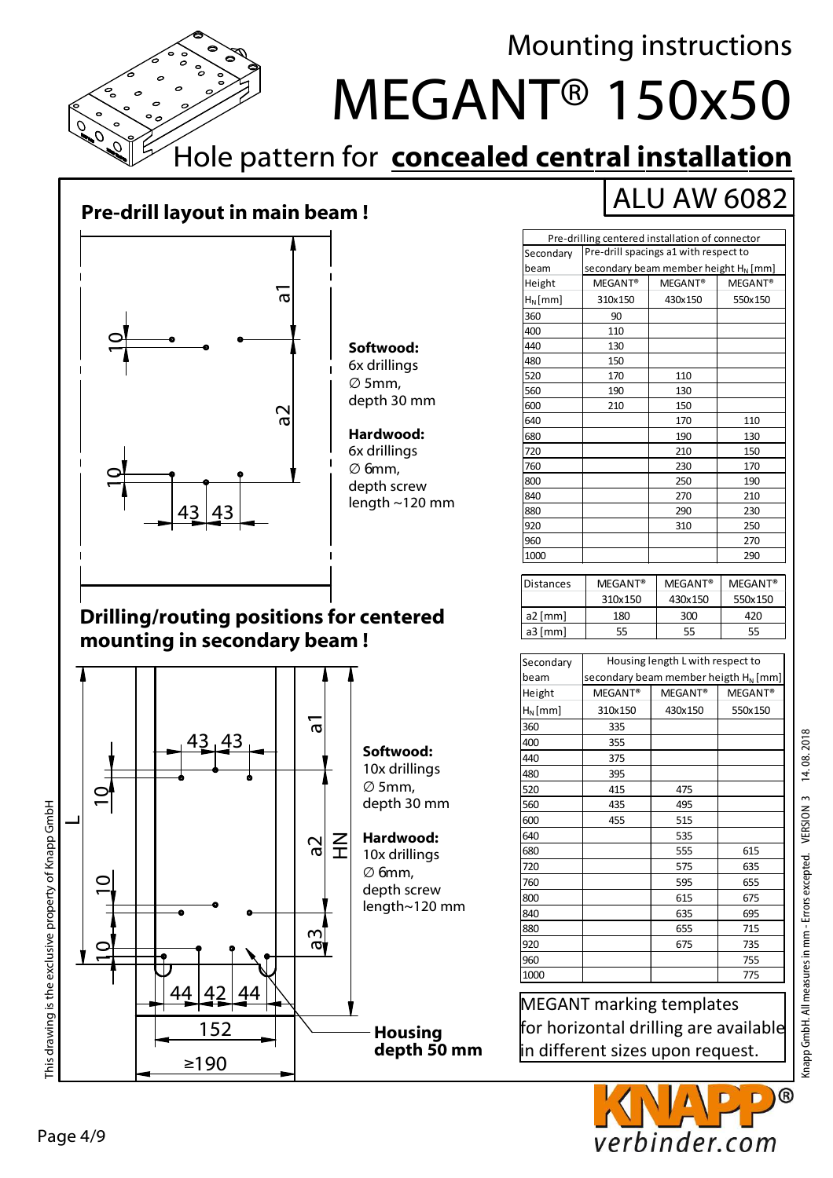# Mounting instructions

# MEGANT® 150x50

## Hole pattern for **concealed central installation**

ALU AW 6082

### Pre-drill layout in main beam !

10, a1, a2, 10, 43, 43

**Softwood:**
6x drillings
∅ 5mm,
depth 30 mm

**Hardwood:**
6x drillings
∅ 6mm,
depth screw length ~120 mm

| Pre-drilling centered installation of connector | | | |
|---|---|---|---|
| Secondary beam | Pre-drill spacings a1 with respect to secondary beam member height $H_N$ [mm] | | |
| Height $H_N$ [mm] | MEGANT® 310x150 | MEGANT® 430x150 | MEGANT® 550x150 |
| 360 | 90 | | |
| 400 | 110 | | |
| 440 | 130 | | |
| 480 | 150 | | |
| 520 | 170 | 110 | |
| 560 | 190 | 130 | |
| 600 | 210 | 150 | |
| 640 | | 170 | 110 |
| 680 | | 190 | 130 |
| 720 | | 210 | 150 |
| 760 | | 230 | 170 |
| 800 | | 250 | 190 |
| 840 | | 270 | 210 |
| 880 | | 290 | 230 |
| 920 | | 310 | 250 |
| 960 | | | 270 |
| 1000 | | | 290 |

| Distances | MEGANT® 310x150 | MEGANT® 430x150 | MEGANT® 550x150 |
|---|---|---|---|
| a2 [mm] | 180 | 300 | 420 |
| a3 [mm] | 55 | 55 | 55 |

### Drilling/routing positions for centered mounting in secondary beam !

L, a1, a2, a3, HN, 10, 10, 10, 43, 43, 44, 42, 44, 152, ≥190

**Softwood:**
10x drillings
∅ 5mm,
depth 30 mm

**Hardwood:**
10x drillings
∅ 6mm,
depth screw length~120 mm

**Housing depth 50 mm**

| Secondary beam | Housing length L with respect to secondary beam member heigth $H_N$ [mm] | | |
|---|---|---|---|
| Height $H_N$ [mm] | MEGANT® 310x150 | MEGANT® 430x150 | MEGANT® 550x150 |
| 360 | 335 | | |
| 400 | 355 | | |
| 440 | 375 | | |
| 480 | 395 | | |
| 520 | 415 | 475 | |
| 560 | 435 | 495 | |
| 600 | 455 | 515 | |
| 640 | | 535 | |
| 680 | | 555 | 615 |
| 720 | | 575 | 635 |
| 760 | | 595 | 655 |
| 800 | | 615 | 675 |
| 840 | | 635 | 695 |
| 880 | | 655 | 715 |
| 920 | | 675 | 735 |
| 960 | | | 755 |
| 1000 | | | 775 |

MEGANT marking templates for horizontal drilling are available in different sizes upon request.

This drawing is the exclusive property of Knapp GmbH

Knapp GmbH. All measures in mm - Errors excepted. VERSION 3 14. 08. 2018

KNAPP® verbinder.com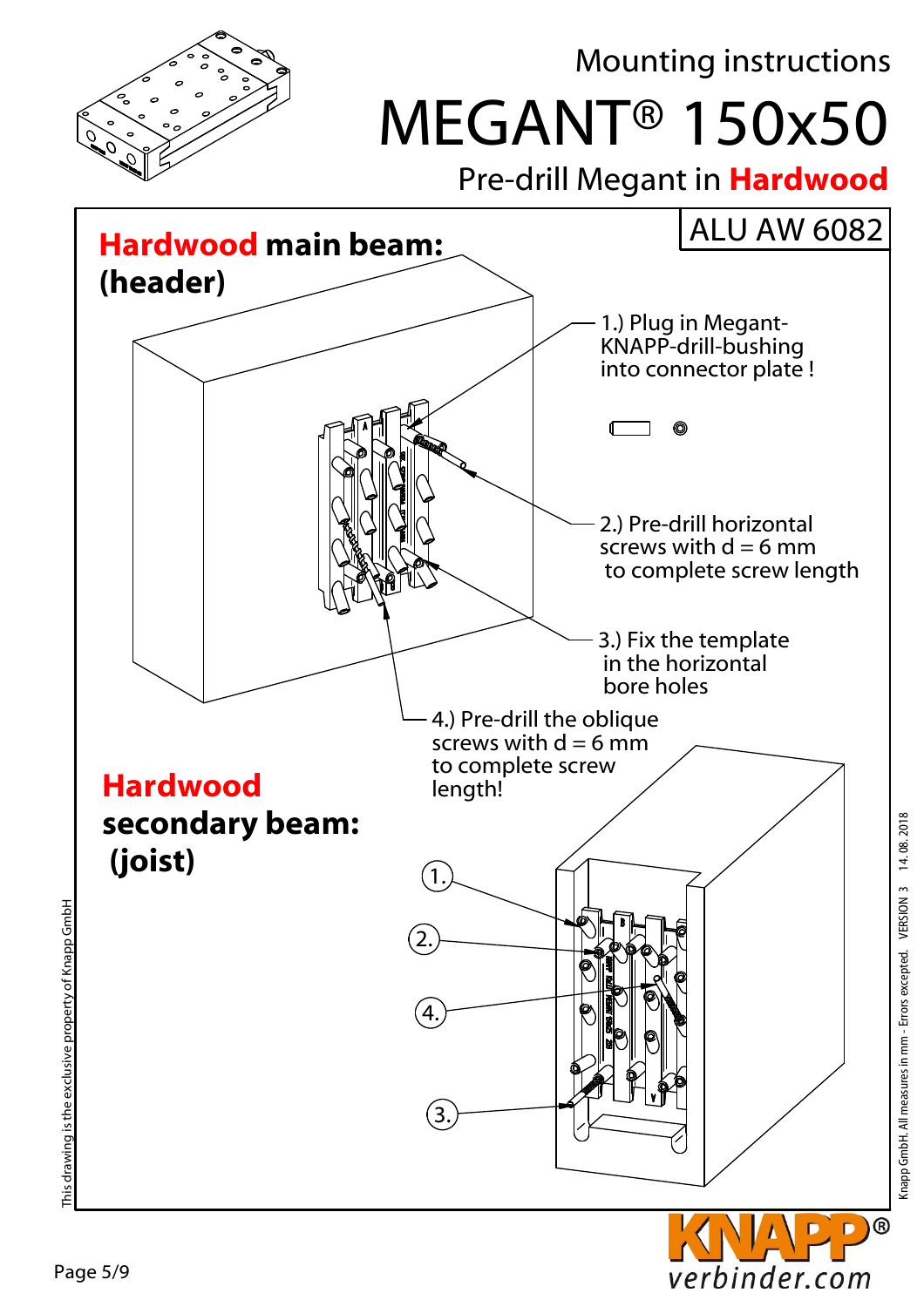Mounting instructions

# MEGANT® 150x50

## Pre-drill Megant in **Hardwood**

ALU AW 6082

**Hardwood main beam: (header)**

1.) Plug in Megant-KNAPP-drill-bushing into connector plate !

2.) Pre-drill horizontal screws with d = 6 mm to complete screw length

3.) Fix the template in the horizontal bore holes

4.) Pre-drill the oblique screws with d = 6 mm to complete screw length!

**Hardwood secondary beam: (joist)**

1.

2.

4.

3.

This drawing is the exclusive property of Knapp GmbH

Knapp GmbH. All measures in mm - Errors excepted. VERSION 3 14.08.2018

KNAPP® verbinder.com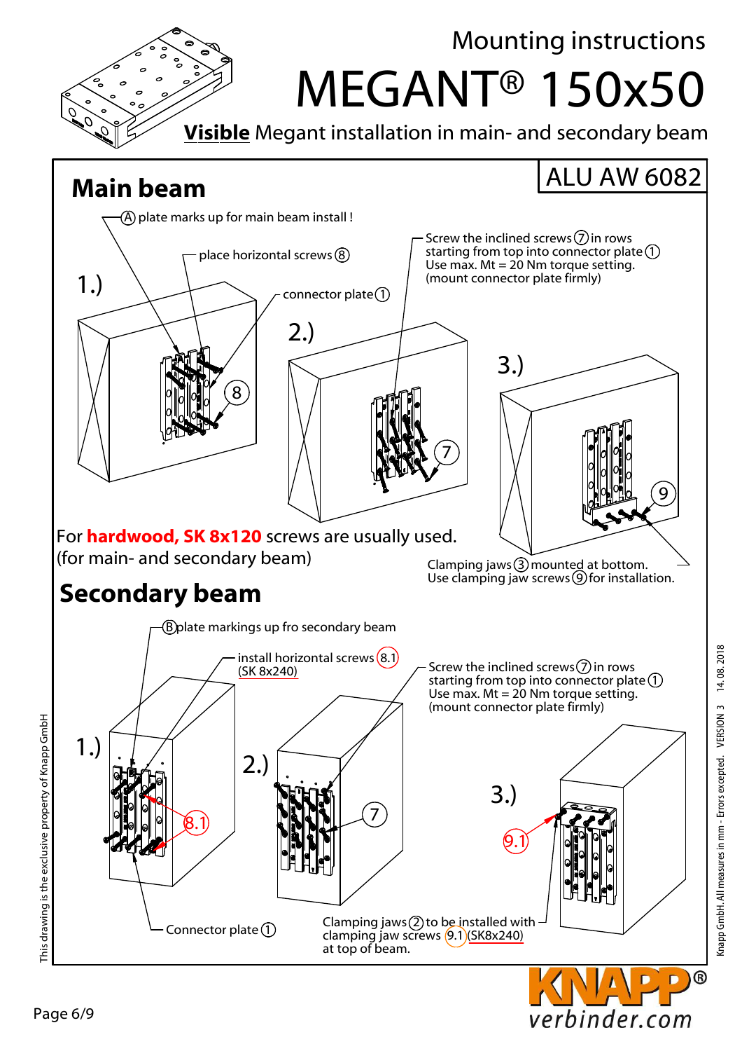# Mounting instructions

# MEGANT® 150x50

**Visible** Megant installation in main- and secondary beam

ALU AW 6082

## Main beam

(A) plate marks up for main beam install !

1.)

place horizontal screws (8)

connector plate (1)

2.)

Screw the inclined screws (7) in rows starting from top into connector plate (1)
Use max. Mt = 20 Nm torque setting.
(mount connector plate firmly)

3.)

Clamping jaws (3) mounted at bottom.
Use clamping jaw screws (9) for installation.

For **hardwood, SK 8x120** screws are usually used.
(for main- and secondary beam)

## Secondary beam

(B) plate markings up fro secondary beam

1.)

install horizontal screws (8.1)
(SK 8x240)

Connector plate (1)

2.)

Screw the inclined screws (7) in rows starting from top into connector plate (1)
Use max. Mt = 20 Nm torque setting.
(mount connector plate firmly)

3.)

Clamping jaws (2) to be installed with clamping jaw screws (9.1) (SK8x240) at top of beam.

This drawing is the exclusive property of Knapp GmbH

Knapp GmbH. All measures in mm - Errors excepted. VERSION 3 14. 08. 2018

KNAPP® verbinder.com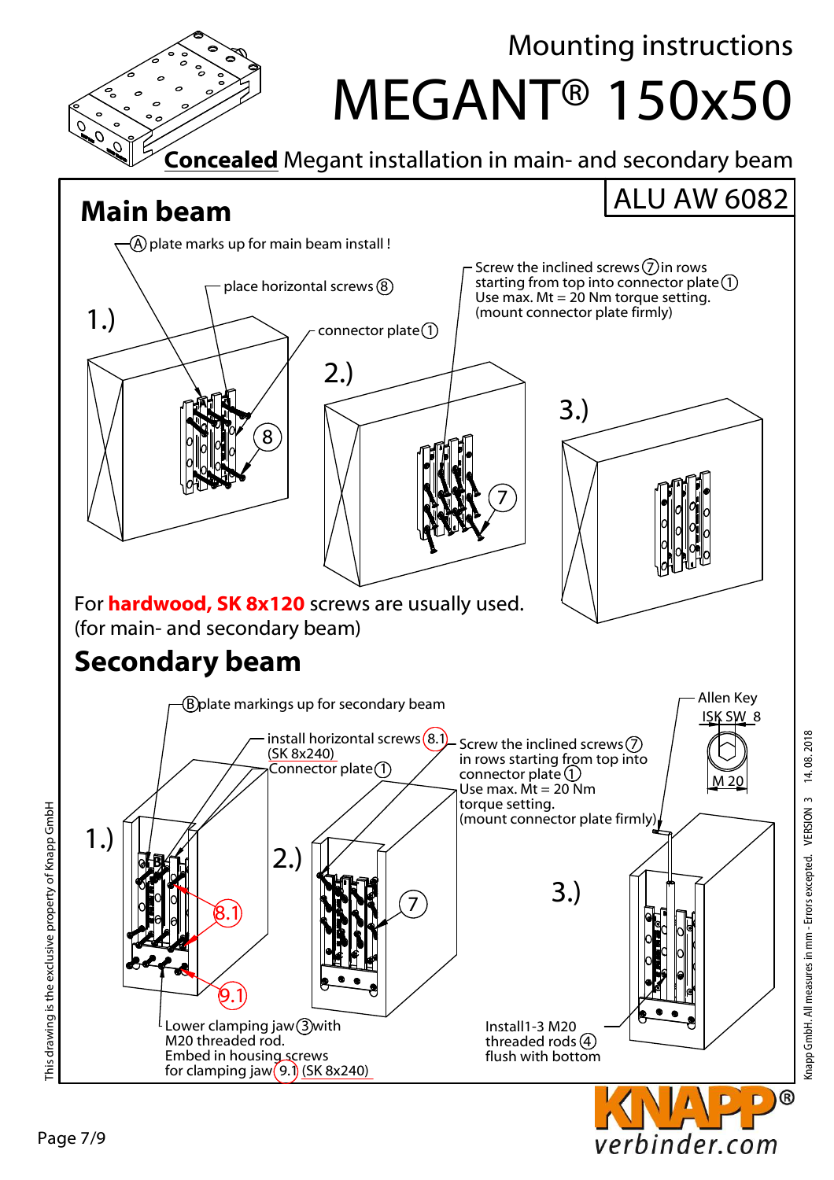# Mounting instructions

# MEGANT® 150x50

**Concealed** Megant installation in main- and secondary beam

## Main beam

ALU AW 6082

1.)

Ⓐ plate marks up for main beam install !

place horizontal screws ⑧

connector plate ①

2.)

Screw the inclined screws ⑦ in rows starting from top into connector plate ①
Use max. Mt = 20 Nm torque setting.
(mount connector plate firmly)

3.)

For **hardwood, SK 8x120** screws are usually used.
(for main- and secondary beam)

## Secondary beam

1.)

Ⓑ plate markings up for secondary beam

install horizontal screws (8.1) (SK 8x240)

Connector plate ①

Lower clamping jaw ③ with M20 threaded rod.
Embed in housing screws for clamping jaw (9.1) (SK 8x240)

2.)

Screw the inclined screws ⑦ in rows starting from top into connector plate ①
Use max. Mt = 20 Nm torque setting.
(mount connector plate firmly)

3.)

Allen Key ISK SW 8

M 20

Install1-3 M20 threaded rods ④ flush with bottom

This drawing is the exclusive property of Knapp GmbH

Knapp GmbH. All measures in mm - Errors excepted. VERSION 3 14. 08. 2018

KNAPP® verbinder.com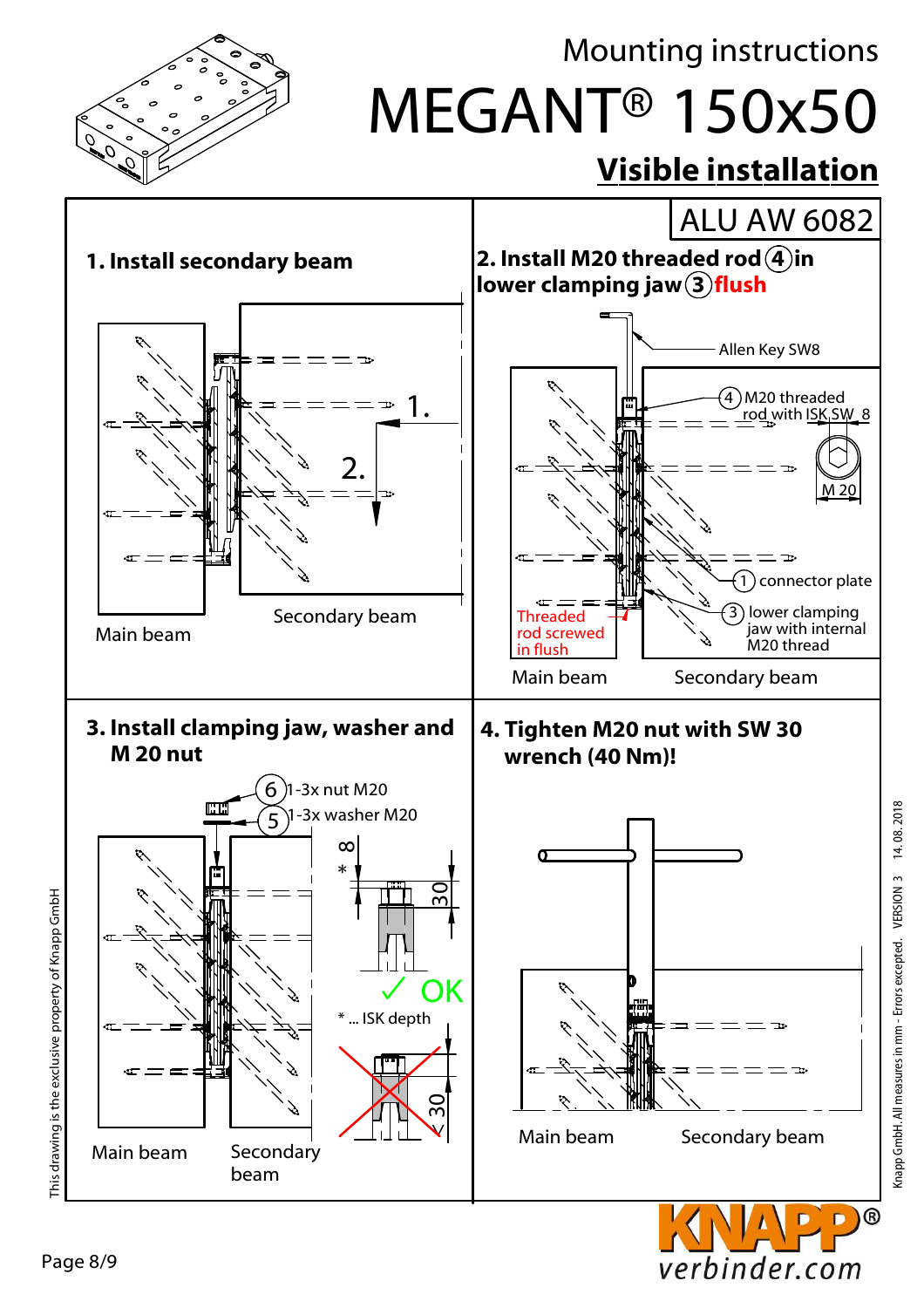Mounting instructions

# MEGANT® 150x50

## Visible installation

ALU AW 6082

### 1. Install secondary beam

1.

2.

Main beam

Secondary beam

### 2. Install M20 threaded rod (4) in lower clamping jaw (3) flush

Allen Key SW8

(4) M20 threaded rod with ISK SW 8

M 20

(1) connector plate

(3) lower clamping jaw with internal M20 thread

Threaded rod screwed in flush

Main beam

Secondary beam

### 3. Install clamping jaw, washer and M 20 nut

(6) 1-3x nut M20

(5) 1-3x washer M20

8*

30

✓ OK

* ... ISK depth

< 30

Main beam

Secondary beam

### 4. Tighten M20 nut with SW 30 wrench (40 Nm)!

Main beam

Secondary beam

This drawing is the exclusive property of Knapp GmbH

Knapp GmbH. All measures in mm - Errors excepted. VERSION 3 14. 08. 2018

KNAPP® verbinder.com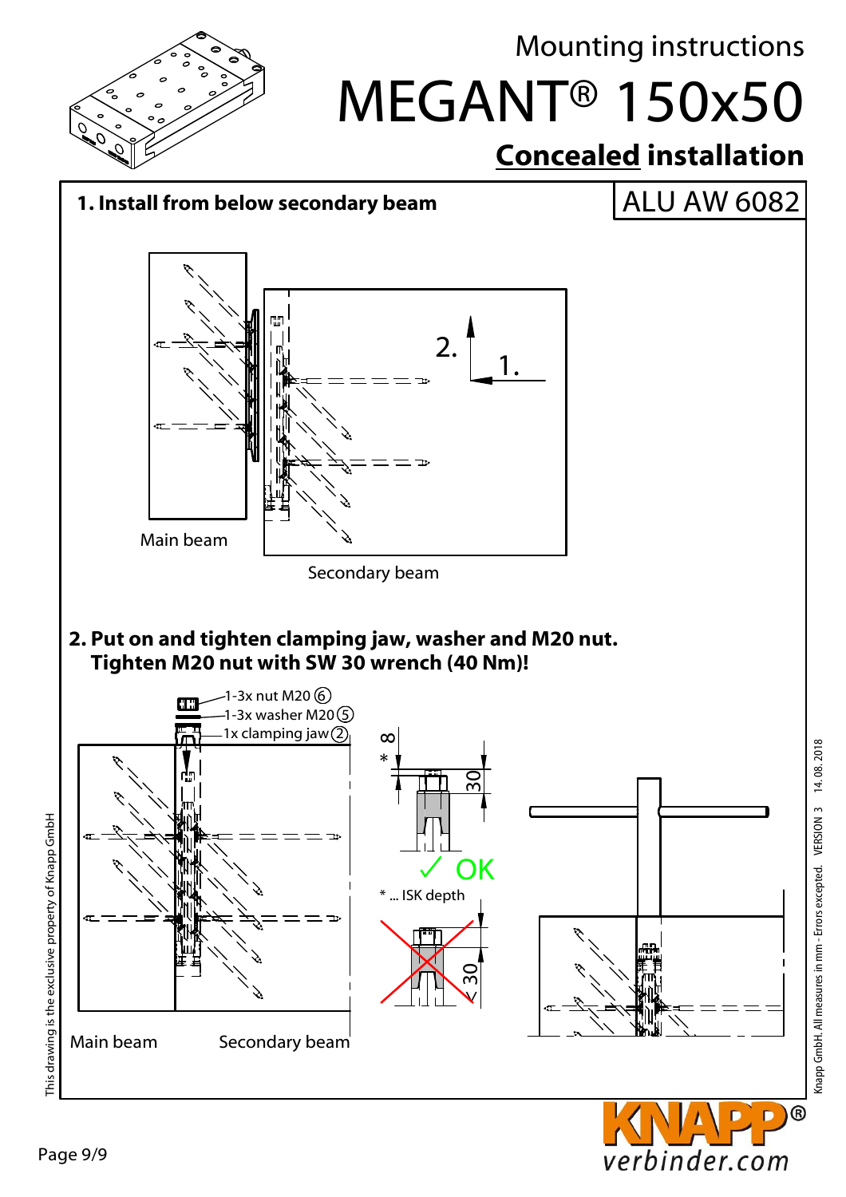Mounting instructions

# MEGANT® 150x50

## Concealed installation

ALU AW 6082

### 1. Install from below secondary beam

2.

1.

Main beam

Secondary beam

### 2. Put on and tighten clamping jaw, washer and M20 nut. Tighten M20 nut with SW 30 wrench (40 Nm)!

1-3x nut M20 ⑥

1-3x washer M20 ⑤

1x clamping jaw ②

* 8

30

✓ OK

* ... ISK depth

< 30

Main beam

Secondary beam

This drawing is the exclusive property of Knapp GmbH

Knapp GmbH. All measures in mm - Errors excepted. VERSION 3 14. 08. 2018

KNAPP® verbinder.com